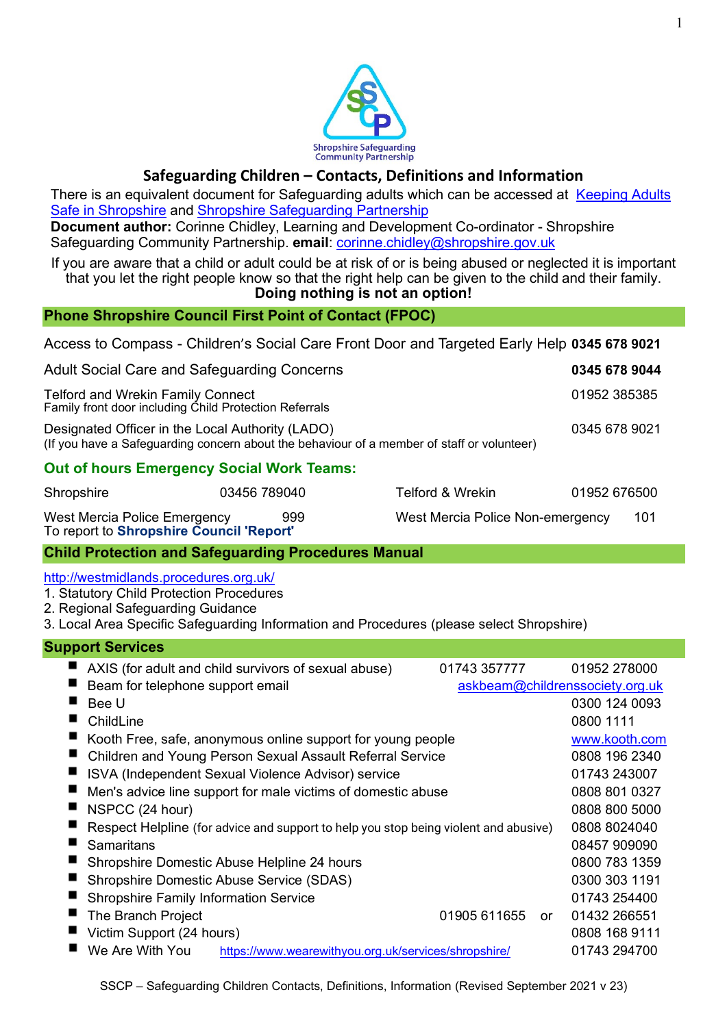Shropshire Safeguarding Community Partnership

# Safeguarding Children – Contacts, Definitions and Information

There is an equivalent document for Safeguarding adults which can be accessed at [Keeping Adults Safe in Shropshire]() and [Shropshire Safeguarding Partnership]()

**Document author:** Corinne Chidley, Learning and Development Co-ordinator - Shropshire Safeguarding Community Partnership. **email**: [corinne.chidley@shropshire.gov.uk](mailto:corinne.chidley@shropshire.gov.uk)

If you are aware that a child or adult could be at risk of or is being abused or neglected it is important that you let the right people know so that the right help can be given to the child and their family.

**Doing nothing is not an option!**

## Phone Shropshire Council First Point of Contact (FPOC)

| | |
|---|---|
| Access to Compass - Children's Social Care Front Door and Targeted Early Help | **0345 678 9021** |
| Adult Social Care and Safeguarding Concerns | **0345 678 9044** |
| Telford and Wrekin Family Connect<br>Family front door including Child Protection Referrals | 01952 385385 |
| Designated Officer in the Local Authority (LADO)<br>(If you have a Safeguarding concern about the behaviour of a member of staff or volunteer) | 0345 678 9021 |

### Out of hours Emergency Social Work Teams:

| | | | |
|---|---|---|---|
| Shropshire | 03456 789040 | Telford & Wrekin | 01952 676500 |
| West Mercia Police Emergency | 999 | West Mercia Police Non-emergency | 101 |

To report to **Shropshire Council 'Report'**

## Child Protection and Safeguarding Procedures Manual

[http://westmidlands.procedures.org.uk/](http://westmidlands.procedures.org.uk/)

1. Statutory Child Protection Procedures
2. Regional Safeguarding Guidance
3. Local Area Specific Safeguarding Information and Procedures (please select Shropshire)

## Support Services

- AXIS (for adult and child survivors of sexual abuse) — 01743 357777 — 01952 278000
- Beam for telephone support email — [askbeam@childrenssociety.org.uk](mailto:askbeam@childrenssociety.org.uk)
- Bee U — 0300 124 0093
- ChildLine — 0800 1111
- Kooth Free, safe, anonymous online support for young people — [www.kooth.com](http://www.kooth.com)
- Children and Young Person Sexual Assault Referral Service — 0808 196 2340
- ISVA (Independent Sexual Violence Advisor) service — 01743 243007
- Men's advice line support for male victims of domestic abuse — 0808 801 0327
- NSPCC (24 hour) — 0808 800 5000
- Respect Helpline (for advice and support to help you stop being violent and abusive) — 0808 8024040
- Samaritans — 08457 909090
- Shropshire Domestic Abuse Helpline 24 hours — 0800 783 1359
- Shropshire Domestic Abuse Service (SDAS) — 0300 303 1191
- Shropshire Family Information Service — 01743 254400
- The Branch Project — 01905 611655 or 01432 266551
- Victim Support (24 hours) — 0808 168 9111
- We Are With You [https://www.wearewithyou.org.uk/services/shropshire/](https://www.wearewithyou.org.uk/services/shropshire/) — 01743 294700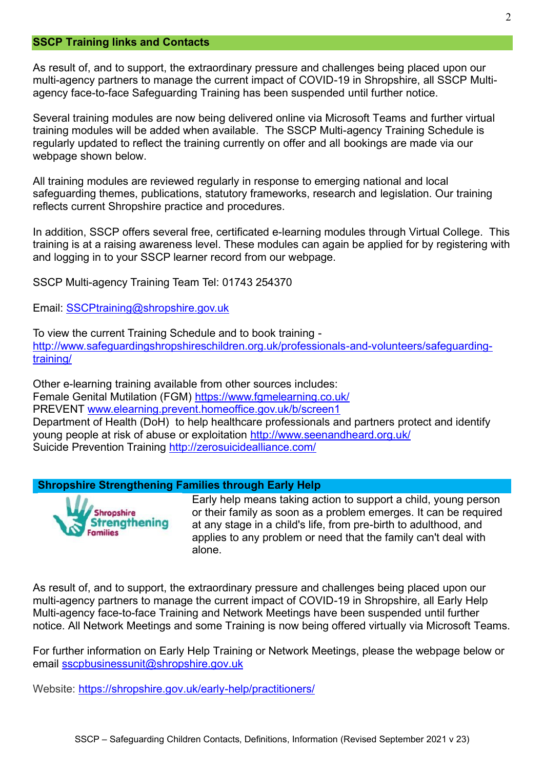## SSCP Training links and Contacts

As result of, and to support, the extraordinary pressure and challenges being placed upon our multi-agency partners to manage the current impact of COVID-19 in Shropshire, all SSCP Multi-agency face-to-face Safeguarding Training has been suspended until further notice.

Several training modules are now being delivered online via Microsoft Teams and further virtual training modules will be added when available. The SSCP Multi-agency Training Schedule is regularly updated to reflect the training currently on offer and all bookings are made via our webpage shown below.

All training modules are reviewed regularly in response to emerging national and local safeguarding themes, publications, statutory frameworks, research and legislation. Our training reflects current Shropshire practice and procedures.

In addition, SSCP offers several free, certificated e-learning modules through Virtual College. This training is at a raising awareness level. These modules can again be applied for by registering with and logging in to your SSCP learner record from our webpage.

SSCP Multi-agency Training Team Tel: 01743 254370

Email: SSCPtraining@shropshire.gov.uk

To view the current Training Schedule and to book training - http://www.safeguardingshropshireschildren.org.uk/professionals-and-volunteers/safeguarding-training/

Other e-learning training available from other sources includes:
Female Genital Mutilation (FGM) https://www.fgmelearning.co.uk/
PREVENT www.elearning.prevent.homeoffice.gov.uk/b/screen1
Department of Health (DoH) to help healthcare professionals and partners protect and identify young people at risk of abuse or exploitation http://www.seenandheard.org.uk/
Suicide Prevention Training http://zerosuicidealliance.com/

## Shropshire Strengthening Families through Early Help

Shropshire Strengthening Families

Early help means taking action to support a child, young person or their family as soon as a problem emerges. It can be required at any stage in a child's life, from pre-birth to adulthood, and applies to any problem or need that the family can't deal with alone.

As result of, and to support, the extraordinary pressure and challenges being placed upon our multi-agency partners to manage the current impact of COVID-19 in Shropshire, all Early Help Multi-agency face-to-face Training and Network Meetings have been suspended until further notice. All Network Meetings and some Training is now being offered virtually via Microsoft Teams.

For further information on Early Help Training or Network Meetings, please the webpage below or email sscpbusinessunit@shropshire.gov.uk

Website: https://shropshire.gov.uk/early-help/practitioners/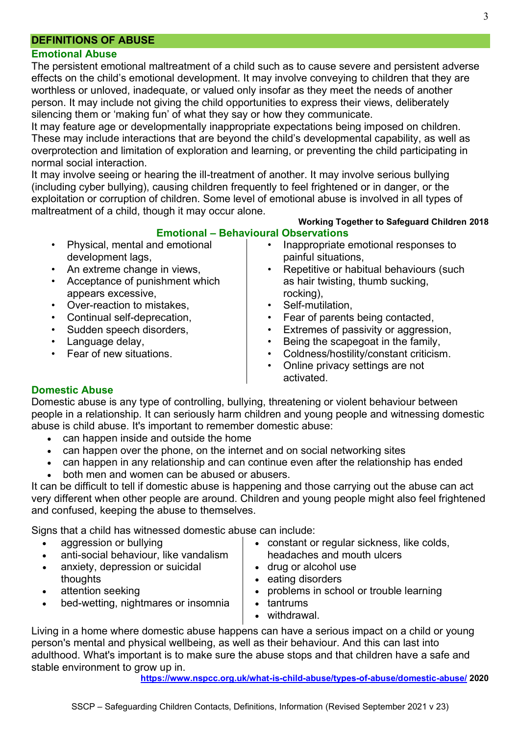## DEFINITIONS OF ABUSE

### Emotional Abuse

The persistent emotional maltreatment of a child such as to cause severe and persistent adverse effects on the child's emotional development. It may involve conveying to children that they are worthless or unloved, inadequate, or valued only insofar as they meet the needs of another person. It may include not giving the child opportunities to express their views, deliberately silencing them or 'making fun' of what they say or how they communicate.

It may feature age or developmentally inappropriate expectations being imposed on children. These may include interactions that are beyond the child's developmental capability, as well as overprotection and limitation of exploration and learning, or preventing the child participating in normal social interaction.

It may involve seeing or hearing the ill-treatment of another. It may involve serious bullying (including cyber bullying), causing children frequently to feel frightened or in danger, or the exploitation or corruption of children. Some level of emotional abuse is involved in all types of maltreatment of a child, though it may occur alone.

**Working Together to Safeguard Children 2018**

### Emotional – Behavioural Observations

- Physical, mental and emotional development lags,
- An extreme change in views,
- Acceptance of punishment which appears excessive,
- Over-reaction to mistakes,
- Continual self-deprecation,
- Sudden speech disorders,
- Language delay,
- Fear of new situations.
- Inappropriate emotional responses to painful situations,
- Repetitive or habitual behaviours (such as hair twisting, thumb sucking, rocking),
- Self-mutilation,
- Fear of parents being contacted,
- Extremes of passivity or aggression,
- Being the scapegoat in the family,
- Coldness/hostility/constant criticism.
- Online privacy settings are not activated.

### Domestic Abuse

Domestic abuse is any type of controlling, bullying, threatening or violent behaviour between people in a relationship. It can seriously harm children and young people and witnessing domestic abuse is child abuse. It's important to remember domestic abuse:

- can happen inside and outside the home
- can happen over the phone, on the internet and on social networking sites
- can happen in any relationship and can continue even after the relationship has ended
- both men and women can be abused or abusers.

It can be difficult to tell if domestic abuse is happening and those carrying out the abuse can act very different when other people are around. Children and young people might also feel frightened and confused, keeping the abuse to themselves.

Signs that a child has witnessed domestic abuse can include:

- aggression or bullying
- anti-social behaviour, like vandalism
- anxiety, depression or suicidal thoughts
- attention seeking
- bed-wetting, nightmares or insomnia
- constant or regular sickness, like colds, headaches and mouth ulcers
- drug or alcohol use
- eating disorders
- problems in school or trouble learning
- tantrums
- withdrawal.

Living in a home where domestic abuse happens can have a serious impact on a child or young person's mental and physical wellbeing, as well as their behaviour. And this can last into adulthood. What's important is to make sure the abuse stops and that children have a safe and stable environment to grow up in.

**https://www.nspcc.org.uk/what-is-child-abuse/types-of-abuse/domestic-abuse/ 2020**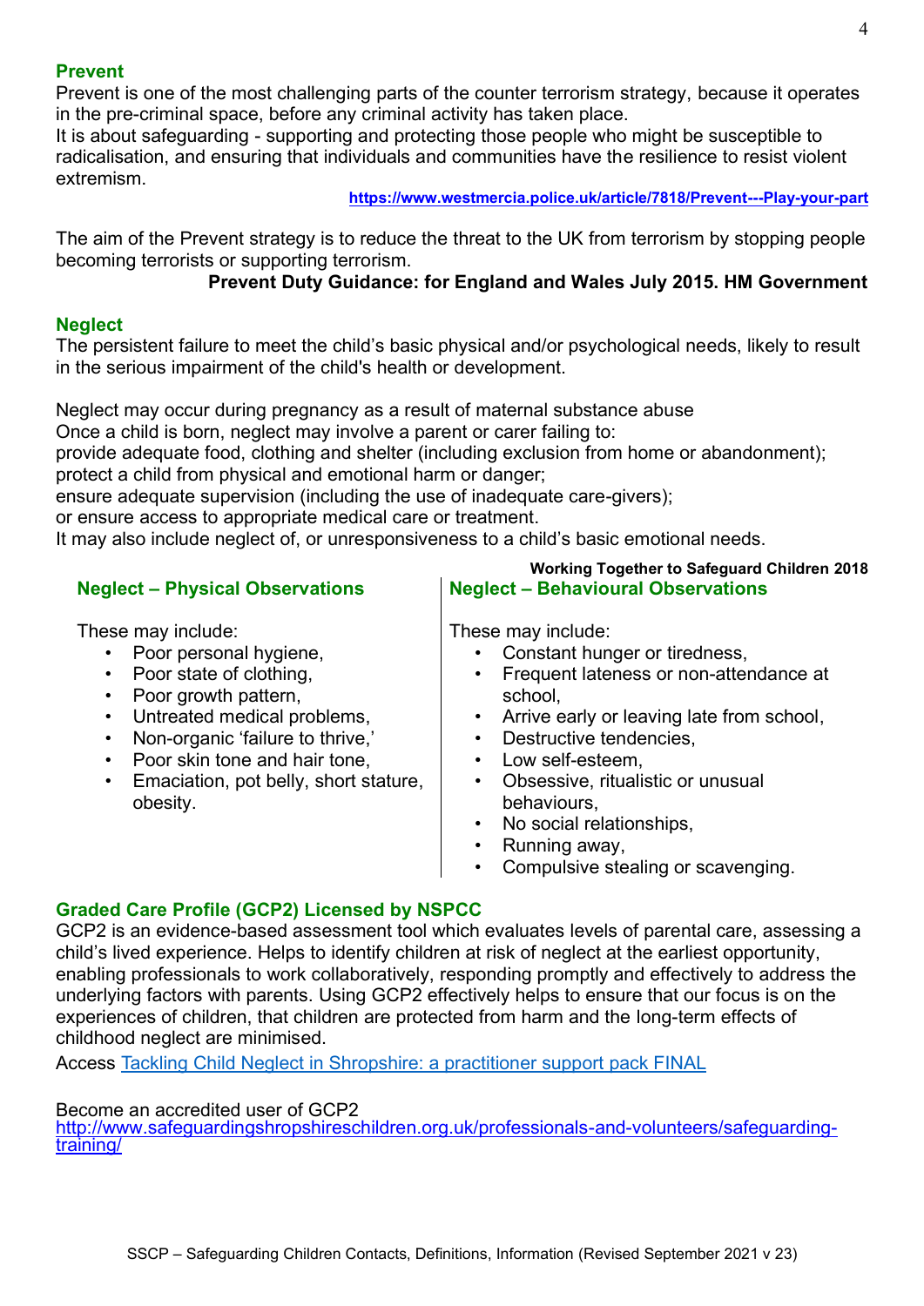## Prevent

Prevent is one of the most challenging parts of the counter terrorism strategy, because it operates in the pre-criminal space, before any criminal activity has taken place.
It is about safeguarding - supporting and protecting those people who might be susceptible to radicalisation, and ensuring that individuals and communities have the resilience to resist violent extremism.

**https://www.westmercia.police.uk/article/7818/Prevent---Play-your-part**

The aim of the Prevent strategy is to reduce the threat to the UK from terrorism by stopping people becoming terrorists or supporting terrorism.

**Prevent Duty Guidance: for England and Wales July 2015. HM Government**

## Neglect

The persistent failure to meet the child's basic physical and/or psychological needs, likely to result in the serious impairment of the child's health or development.

Neglect may occur during pregnancy as a result of maternal substance abuse
Once a child is born, neglect may involve a parent or carer failing to:
provide adequate food, clothing and shelter (including exclusion from home or abandonment);
protect a child from physical and emotional harm or danger;
ensure adequate supervision (including the use of inadequate care-givers);
or ensure access to appropriate medical care or treatment.
It may also include neglect of, or unresponsiveness to a child's basic emotional needs.

**Working Together to Safeguard Children 2018**

### Neglect – Physical Observations

These may include:

- Poor personal hygiene,
- Poor state of clothing,
- Poor growth pattern,
- Untreated medical problems,
- Non-organic 'failure to thrive,'
- Poor skin tone and hair tone,
- Emaciation, pot belly, short stature, obesity.

### Neglect – Behavioural Observations

These may include:

- Constant hunger or tiredness,
- Frequent lateness or non-attendance at school,
- Arrive early or leaving late from school,
- Destructive tendencies,
- Low self-esteem,
- Obsessive, ritualistic or unusual behaviours,
- No social relationships,
- Running away,
- Compulsive stealing or scavenging.

## Graded Care Profile (GCP2) Licensed by NSPCC

GCP2 is an evidence-based assessment tool which evaluates levels of parental care, assessing a child's lived experience. Helps to identify children at risk of neglect at the earliest opportunity, enabling professionals to work collaboratively, responding promptly and effectively to address the underlying factors with parents. Using GCP2 effectively helps to ensure that our focus is on the experiences of children, that children are protected from harm and the long-term effects of childhood neglect are minimised.

Access Tackling Child Neglect in Shropshire: a practitioner support pack FINAL

Become an accredited user of GCP2
http://www.safeguardingshropshireschildren.org.uk/professionals-and-volunteers/safeguarding-training/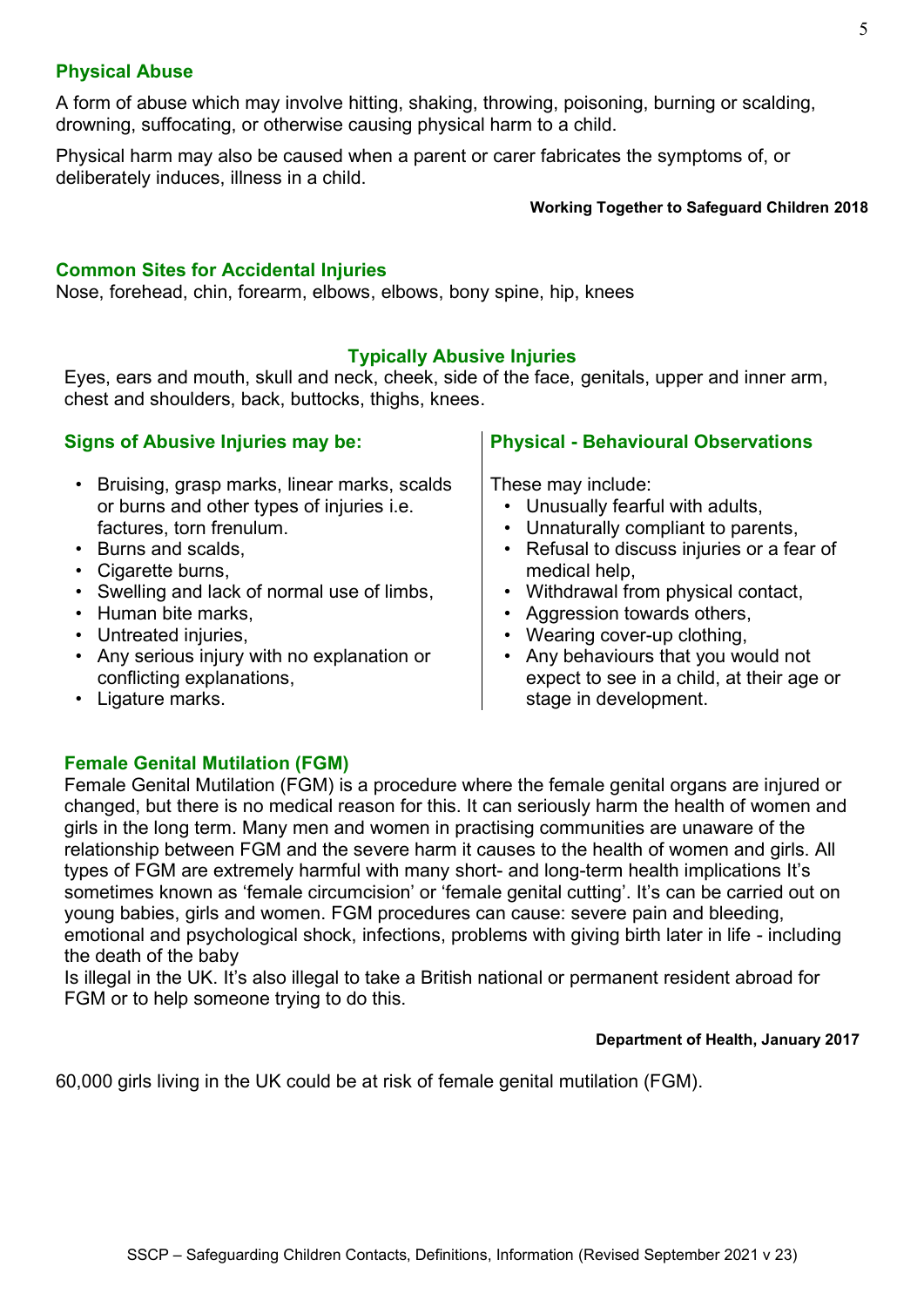## Physical Abuse

A form of abuse which may involve hitting, shaking, throwing, poisoning, burning or scalding, drowning, suffocating, or otherwise causing physical harm to a child.

Physical harm may also be caused when a parent or carer fabricates the symptoms of, or deliberately induces, illness in a child.

**Working Together to Safeguard Children 2018**

## Common Sites for Accidental Injuries

Nose, forehead, chin, forearm, elbows, elbows, bony spine, hip, knees

## Typically Abusive Injuries

Eyes, ears and mouth, skull and neck, cheek, side of the face, genitals, upper and inner arm, chest and shoulders, back, buttocks, thighs, knees.

### Signs of Abusive Injuries may be:

- Bruising, grasp marks, linear marks, scalds or burns and other types of injuries i.e. factures, torn frenulum.
- Burns and scalds,
- Cigarette burns,
- Swelling and lack of normal use of limbs,
- Human bite marks,
- Untreated injuries,
- Any serious injury with no explanation or conflicting explanations,
- Ligature marks.

### Physical - Behavioural Observations

These may include:

- Unusually fearful with adults,
- Unnaturally compliant to parents,
- Refusal to discuss injuries or a fear of medical help,
- Withdrawal from physical contact,
- Aggression towards others,
- Wearing cover-up clothing,
- Any behaviours that you would not expect to see in a child, at their age or stage in development.

## Female Genital Mutilation (FGM)

Female Genital Mutilation (FGM) is a procedure where the female genital organs are injured or changed, but there is no medical reason for this. It can seriously harm the health of women and girls in the long term. Many men and women in practising communities are unaware of the relationship between FGM and the severe harm it causes to the health of women and girls. All types of FGM are extremely harmful with many short- and long-term health implications It's sometimes known as 'female circumcision' or 'female genital cutting'. It's can be carried out on young babies, girls and women. FGM procedures can cause: severe pain and bleeding, emotional and psychological shock, infections, problems with giving birth later in life - including the death of the baby
Is illegal in the UK. It's also illegal to take a British national or permanent resident abroad for FGM or to help someone trying to do this.

**Department of Health, January 2017**

60,000 girls living in the UK could be at risk of female genital mutilation (FGM).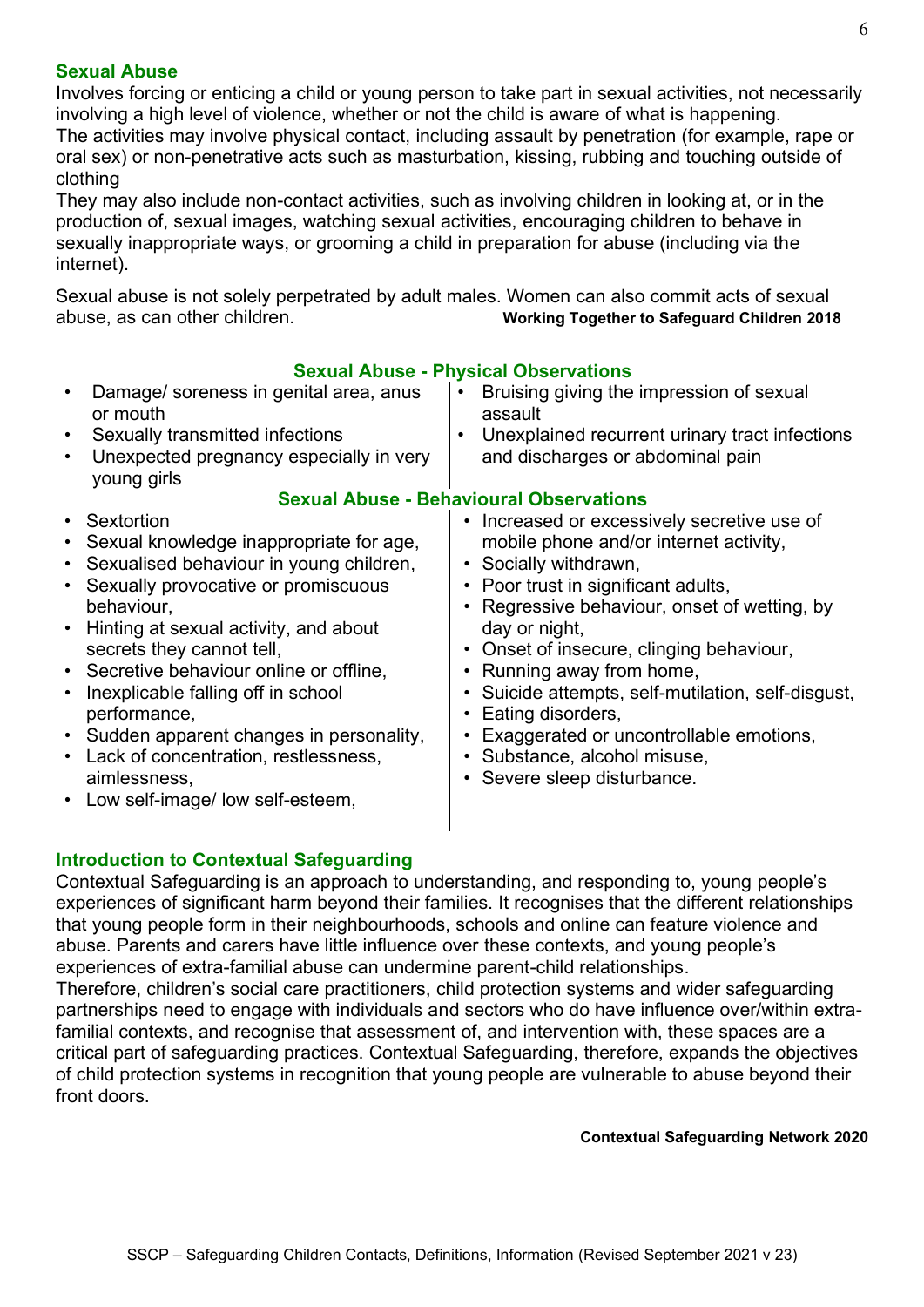## Sexual Abuse

Involves forcing or enticing a child or young person to take part in sexual activities, not necessarily involving a high level of violence, whether or not the child is aware of what is happening.
The activities may involve physical contact, including assault by penetration (for example, rape or oral sex) or non-penetrative acts such as masturbation, kissing, rubbing and touching outside of clothing
They may also include non-contact activities, such as involving children in looking at, or in the production of, sexual images, watching sexual activities, encouraging children to behave in sexually inappropriate ways, or grooming a child in preparation for abuse (including via the internet).

Sexual abuse is not solely perpetrated by adult males. Women can also commit acts of sexual abuse, as can other children. **Working Together to Safeguard Children 2018**

### Sexual Abuse - Physical Observations

- Damage/ soreness in genital area, anus or mouth
- Sexually transmitted infections
- Unexpected pregnancy especially in very young girls
- Bruising giving the impression of sexual assault
- Unexplained recurrent urinary tract infections and discharges or abdominal pain

### Sexual Abuse - Behavioural Observations

- Sextortion
- Sexual knowledge inappropriate for age,
- Sexualised behaviour in young children,
- Sexually provocative or promiscuous behaviour,
- Hinting at sexual activity, and about secrets they cannot tell,
- Secretive behaviour online or offline,
- Inexplicable falling off in school performance,
- Sudden apparent changes in personality,
- Lack of concentration, restlessness, aimlessness,
- Low self-image/ low self-esteem,
- Increased or excessively secretive use of mobile phone and/or internet activity,
- Socially withdrawn,
- Poor trust in significant adults,
- Regressive behaviour, onset of wetting, by day or night,
- Onset of insecure, clinging behaviour,
- Running away from home,
- Suicide attempts, self-mutilation, self-disgust,
- Eating disorders,
- Exaggerated or uncontrollable emotions,
- Substance, alcohol misuse,
- Severe sleep disturbance.

## Introduction to Contextual Safeguarding

Contextual Safeguarding is an approach to understanding, and responding to, young people's experiences of significant harm beyond their families. It recognises that the different relationships that young people form in their neighbourhoods, schools and online can feature violence and abuse. Parents and carers have little influence over these contexts, and young people's experiences of extra-familial abuse can undermine parent-child relationships.
Therefore, children's social care practitioners, child protection systems and wider safeguarding partnerships need to engage with individuals and sectors who do have influence over/within extra-familial contexts, and recognise that assessment of, and intervention with, these spaces are a critical part of safeguarding practices. Contextual Safeguarding, therefore, expands the objectives of child protection systems in recognition that young people are vulnerable to abuse beyond their front doors.

**Contextual Safeguarding Network 2020**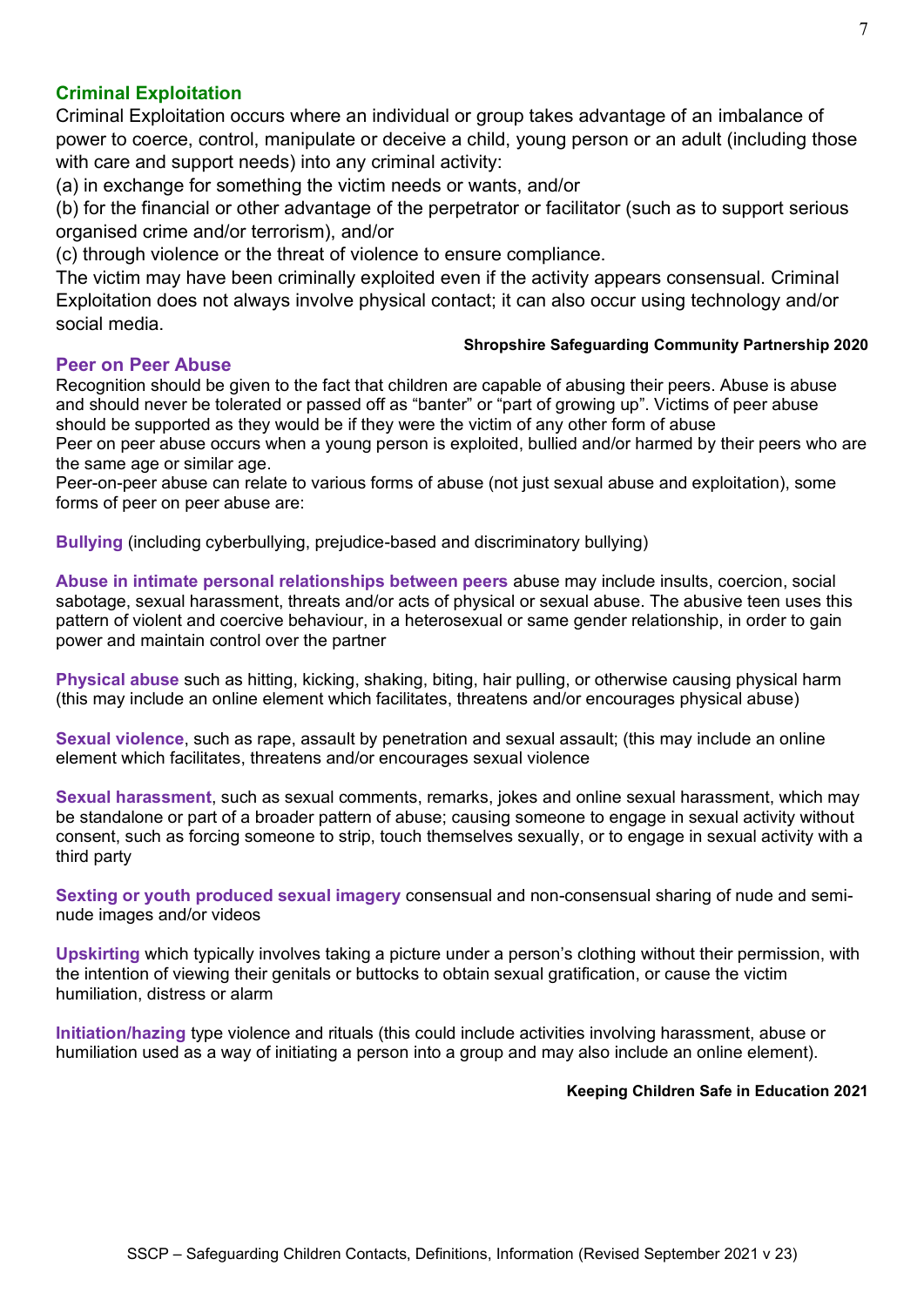## Criminal Exploitation

Criminal Exploitation occurs where an individual or group takes advantage of an imbalance of power to coerce, control, manipulate or deceive a child, young person or an adult (including those with care and support needs) into any criminal activity:

(a) in exchange for something the victim needs or wants, and/or

(b) for the financial or other advantage of the perpetrator or facilitator (such as to support serious organised crime and/or terrorism), and/or

(c) through violence or the threat of violence to ensure compliance.

The victim may have been criminally exploited even if the activity appears consensual. Criminal Exploitation does not always involve physical contact; it can also occur using technology and/or social media.

**Shropshire Safeguarding Community Partnership 2020**

## Peer on Peer Abuse

Recognition should be given to the fact that children are capable of abusing their peers. Abuse is abuse and should never be tolerated or passed off as "banter" or "part of growing up". Victims of peer abuse should be supported as they would be if they were the victim of any other form of abuse

Peer on peer abuse occurs when a young person is exploited, bullied and/or harmed by their peers who are the same age or similar age.

Peer-on-peer abuse can relate to various forms of abuse (not just sexual abuse and exploitation), some forms of peer on peer abuse are:

**Bullying** (including cyberbullying, prejudice-based and discriminatory bullying)

**Abuse in intimate personal relationships between peers** abuse may include insults, coercion, social sabotage, sexual harassment, threats and/or acts of physical or sexual abuse. The abusive teen uses this pattern of violent and coercive behaviour, in a heterosexual or same gender relationship, in order to gain power and maintain control over the partner

**Physical abuse** such as hitting, kicking, shaking, biting, hair pulling, or otherwise causing physical harm (this may include an online element which facilitates, threatens and/or encourages physical abuse)

**Sexual violence**, such as rape, assault by penetration and sexual assault; (this may include an online element which facilitates, threatens and/or encourages sexual violence

**Sexual harassment**, such as sexual comments, remarks, jokes and online sexual harassment, which may be standalone or part of a broader pattern of abuse; causing someone to engage in sexual activity without consent, such as forcing someone to strip, touch themselves sexually, or to engage in sexual activity with a third party

**Sexting or youth produced sexual imagery** consensual and non-consensual sharing of nude and semi-nude images and/or videos

**Upskirting** which typically involves taking a picture under a person's clothing without their permission, with the intention of viewing their genitals or buttocks to obtain sexual gratification, or cause the victim humiliation, distress or alarm

**Initiation/hazing** type violence and rituals (this could include activities involving harassment, abuse or humiliation used as a way of initiating a person into a group and may also include an online element).

**Keeping Children Safe in Education 2021**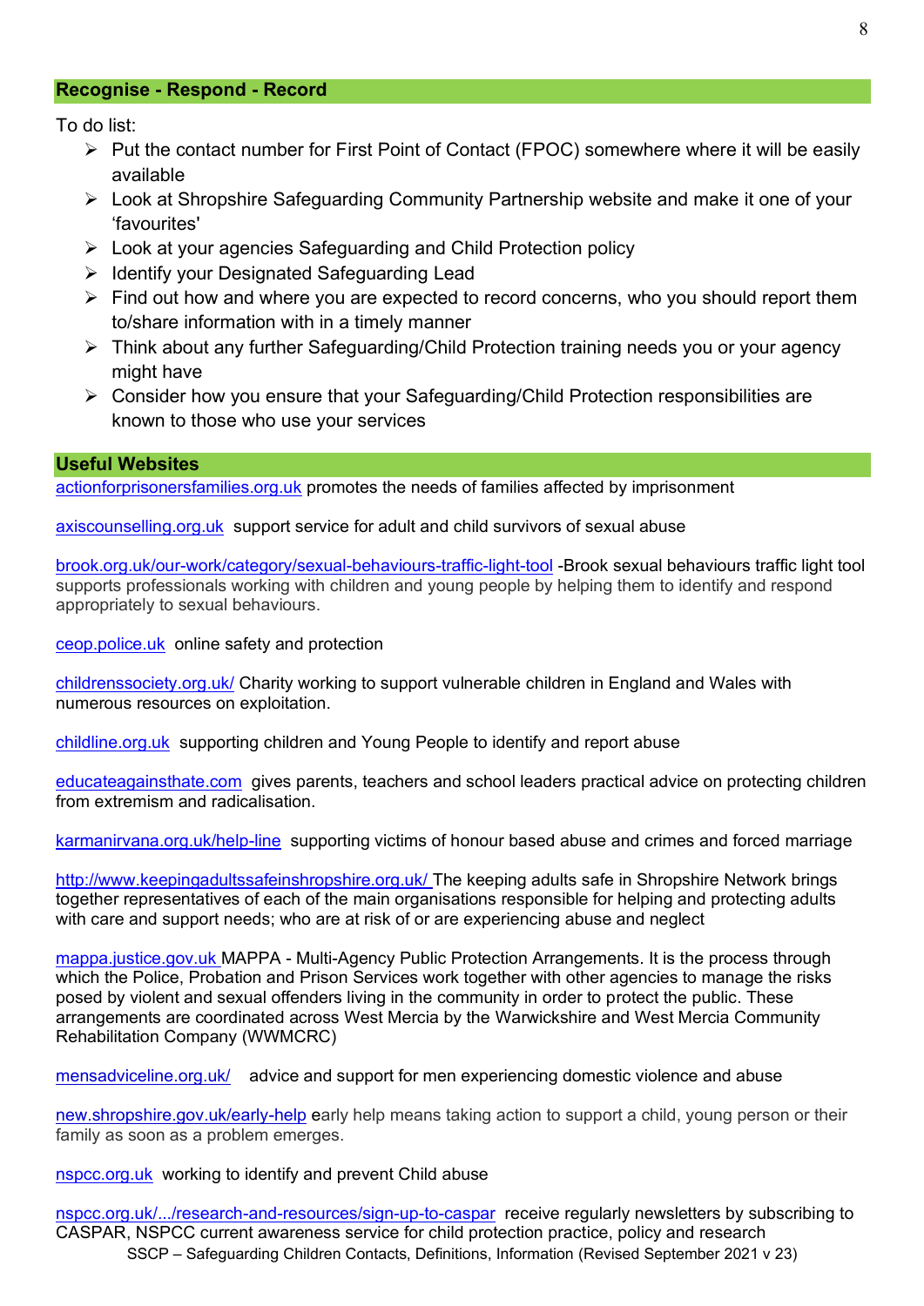## Recognise - Respond - Record

To do list:

- Put the contact number for First Point of Contact (FPOC) somewhere where it will be easily available
- Look at Shropshire Safeguarding Community Partnership website and make it one of your 'favourites'
- Look at your agencies Safeguarding and Child Protection policy
- Identify your Designated Safeguarding Lead
- Find out how and where you are expected to record concerns, who you should report them to/share information with in a timely manner
- Think about any further Safeguarding/Child Protection training needs you or your agency might have
- Consider how you ensure that your Safeguarding/Child Protection responsibilities are known to those who use your services

## Useful Websites

actionforprisonersfamilies.org.uk promotes the needs of families affected by imprisonment

axiscounselling.org.uk support service for adult and child survivors of sexual abuse

brook.org.uk/our-work/category/sexual-behaviours-traffic-light-tool -Brook sexual behaviours traffic light tool supports professionals working with children and young people by helping them to identify and respond appropriately to sexual behaviours.

ceop.police.uk online safety and protection

childrenssociety.org.uk/ Charity working to support vulnerable children in England and Wales with numerous resources on exploitation.

childline.org.uk supporting children and Young People to identify and report abuse

educateagainsthate.com gives parents, teachers and school leaders practical advice on protecting children from extremism and radicalisation.

karmanirvana.org.uk/help-line supporting victims of honour based abuse and crimes and forced marriage

http://www.keepingadultssafeinshropshire.org.uk/ The keeping adults safe in Shropshire Network brings together representatives of each of the main organisations responsible for helping and protecting adults with care and support needs; who are at risk of or are experiencing abuse and neglect

mappa.justice.gov.uk MAPPA - Multi-Agency Public Protection Arrangements. It is the process through which the Police, Probation and Prison Services work together with other agencies to manage the risks posed by violent and sexual offenders living in the community in order to protect the public. These arrangements are coordinated across West Mercia by the Warwickshire and West Mercia Community Rehabilitation Company (WWMCRC)

mensadviceline.org.uk/ advice and support for men experiencing domestic violence and abuse

new.shropshire.gov.uk/early-help early help means taking action to support a child, young person or their family as soon as a problem emerges.

nspcc.org.uk working to identify and prevent Child abuse

nspcc.org.uk/.../research-and-resources/sign-up-to-caspar receive regularly newsletters by subscribing to CASPAR, NSPCC current awareness service for child protection practice, policy and research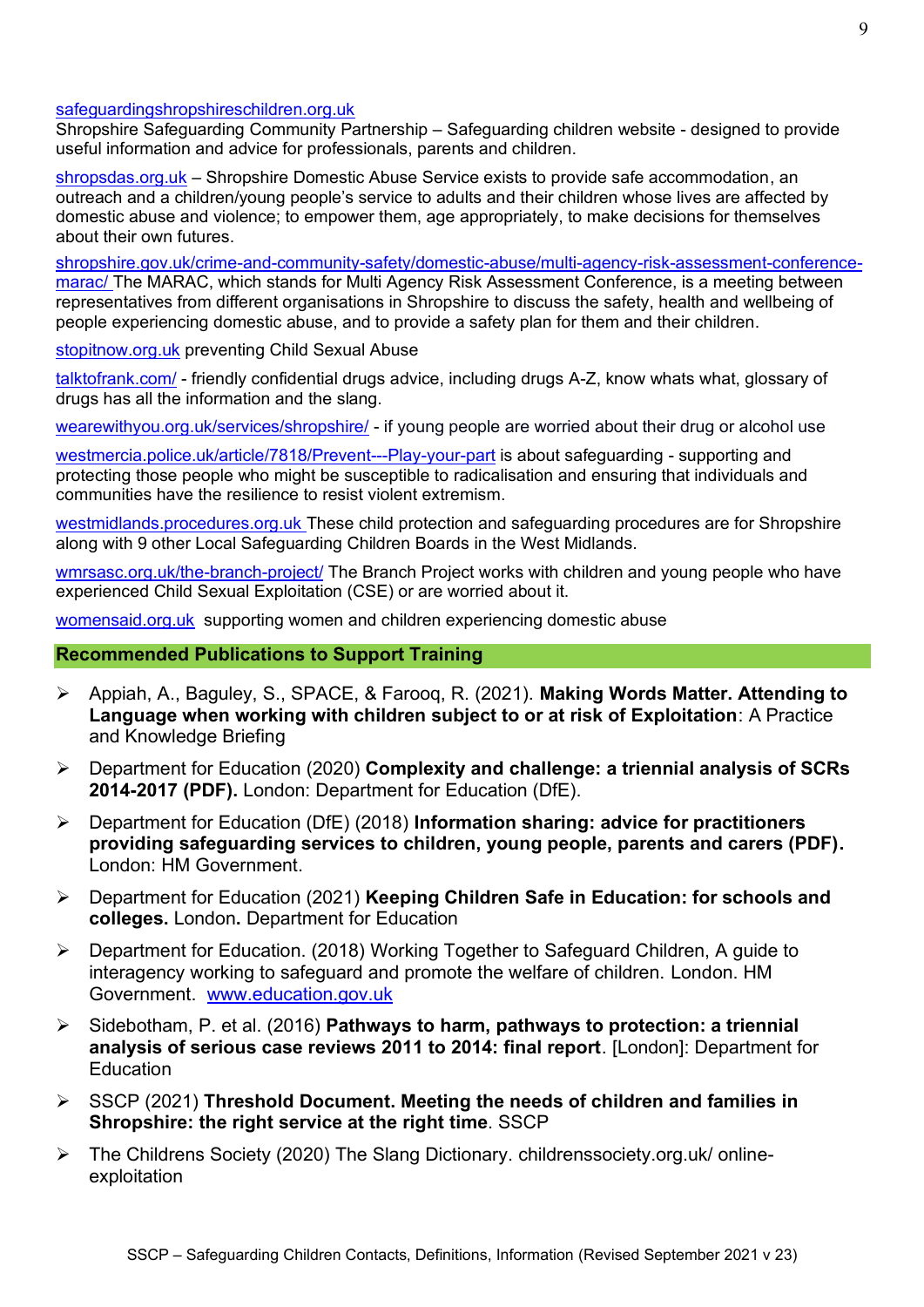[safeguardingshropshireschildren.org.uk](safeguardingshropshireschildren.org.uk)
Shropshire Safeguarding Community Partnership – Safeguarding children website - designed to provide useful information and advice for professionals, parents and children.

[shropsdas.org.uk](shropsdas.org.uk) – Shropshire Domestic Abuse Service exists to provide safe accommodation, an outreach and a children/young people's service to adults and their children whose lives are affected by domestic abuse and violence; to empower them, age appropriately, to make decisions for themselves about their own futures.

[shropshire.gov.uk/crime-and-community-safety/domestic-abuse/multi-agency-risk-assessment-conference-marac/](shropshire.gov.uk/crime-and-community-safety/domestic-abuse/multi-agency-risk-assessment-conference-marac/) The MARAC, which stands for Multi Agency Risk Assessment Conference, is a meeting between representatives from different organisations in Shropshire to discuss the safety, health and wellbeing of people experiencing domestic abuse, and to provide a safety plan for them and their children.

[stopitnow.org.uk](stopitnow.org.uk) preventing Child Sexual Abuse

[talktofrank.com/](talktofrank.com/) - friendly confidential drugs advice, including drugs A-Z, know whats what, glossary of drugs has all the information and the slang.

[wearewithyou.org.uk/services/shropshire/](wearewithyou.org.uk/services/shropshire/) - if young people are worried about their drug or alcohol use

[westmercia.police.uk/article/7818/Prevent---Play-your-part](westmercia.police.uk/article/7818/Prevent---Play-your-part) is about safeguarding - supporting and protecting those people who might be susceptible to radicalisation and ensuring that individuals and communities have the resilience to resist violent extremism.

[westmidlands.procedures.org.uk](westmidlands.procedures.org.uk) These child protection and safeguarding procedures are for Shropshire along with 9 other Local Safeguarding Children Boards in the West Midlands.

[wmrsasc.org.uk/the-branch-project/](wmrsasc.org.uk/the-branch-project/) The Branch Project works with children and young people who have experienced Child Sexual Exploitation (CSE) or are worried about it.

[womensaid.org.uk](womensaid.org.uk) supporting women and children experiencing domestic abuse

## Recommended Publications to Support Training

- Appiah, A., Baguley, S., SPACE, & Farooq, R. (2021). **Making Words Matter. Attending to Language when working with children subject to or at risk of Exploitation**: A Practice and Knowledge Briefing
- Department for Education (2020) **Complexity and challenge: a triennial analysis of SCRs 2014-2017 (PDF).** London: Department for Education (DfE).
- Department for Education (DfE) (2018) **Information sharing: advice for practitioners providing safeguarding services to children, young people, parents and carers (PDF).** London: HM Government.
- Department for Education (2021) **Keeping Children Safe in Education: for schools and colleges.** London**.** Department for Education
- Department for Education. (2018) Working Together to Safeguard Children, A guide to interagency working to safeguard and promote the welfare of children. London. HM Government. [www.education.gov.uk](www.education.gov.uk)
- Sidebotham, P. et al. (2016) **Pathways to harm, pathways to protection: a triennial analysis of serious case reviews 2011 to 2014: final report**. [London]: Department for Education
- SSCP (2021) **Threshold Document. Meeting the needs of children and families in Shropshire: the right service at the right time**. SSCP
- The Childrens Society (2020) The Slang Dictionary. childrenssociety.org.uk/ online-exploitation